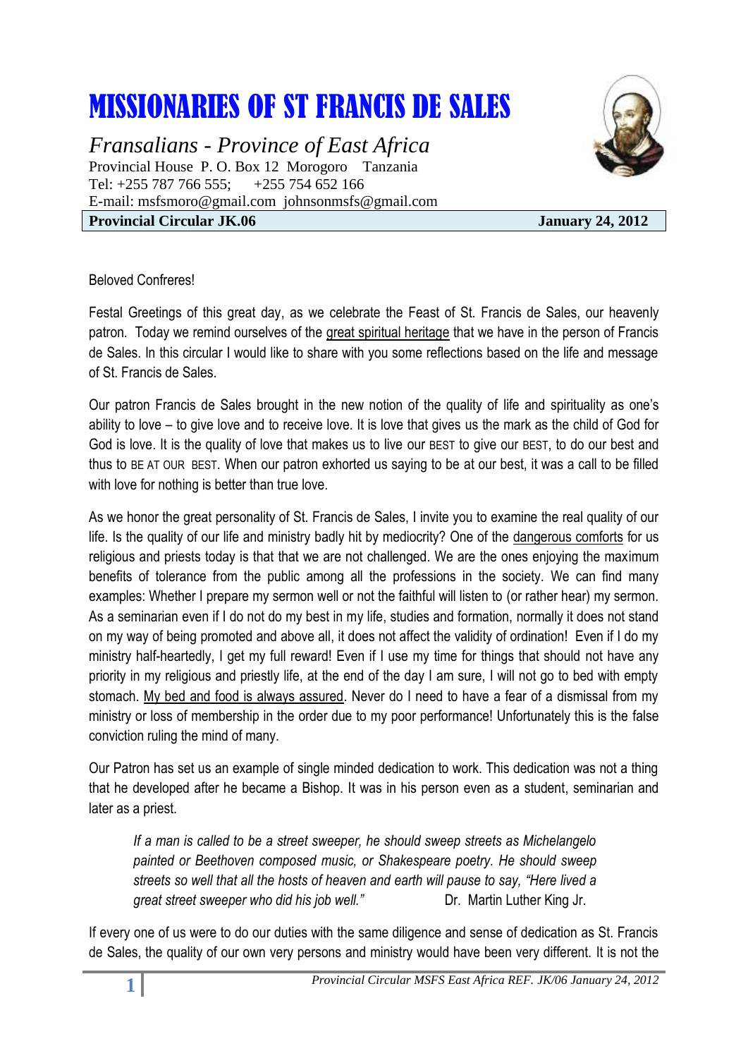# MISSIONARIES OF ST FRANCIS DE SALES

*Fransalians - Province of East Africa*

Provincial House P. O. Box 12 Morogoro Tanzania
Tel: +255 787 766 555; +255 754 652 166
E-mail: msfsmoro@gmail.com johnsonmsfs@gmail.com

**Provincial Circular JK.06** **January 24, 2012**

Beloved Confreres!

Festal Greetings of this great day, as we celebrate the Feast of St. Francis de Sales, our heavenly patron. Today we remind ourselves of the great spiritual heritage that we have in the person of Francis de Sales. In this circular I would like to share with you some reflections based on the life and message of St. Francis de Sales.

Our patron Francis de Sales brought in the new notion of the quality of life and spirituality as one's ability to love – to give love and to receive love. It is love that gives us the mark as the child of God for God is love. It is the quality of love that makes us to live our BEST to give our BEST, to do our best and thus to BE AT OUR BEST. When our patron exhorted us saying to be at our best, it was a call to be filled with love for nothing is better than true love.

As we honor the great personality of St. Francis de Sales, I invite you to examine the real quality of our life. Is the quality of our life and ministry badly hit by mediocrity? One of the dangerous comforts for us religious and priests today is that that we are not challenged. We are the ones enjoying the maximum benefits of tolerance from the public among all the professions in the society. We can find many examples: Whether I prepare my sermon well or not the faithful will listen to (or rather hear) my sermon. As a seminarian even if I do not do my best in my life, studies and formation, normally it does not stand on my way of being promoted and above all, it does not affect the validity of ordination! Even if I do my ministry half-heartedly, I get my full reward! Even if I use my time for things that should not have any priority in my religious and priestly life, at the end of the day I am sure, I will not go to bed with empty stomach. My bed and food is always assured. Never do I need to have a fear of a dismissal from my ministry or loss of membership in the order due to my poor performance! Unfortunately this is the false conviction ruling the mind of many.

Our Patron has set us an example of single minded dedication to work. This dedication was not a thing that he developed after he became a Bishop. It was in his person even as a student, seminarian and later as a priest.

> *If a man is called to be a street sweeper, he should sweep streets as Michelangelo painted or Beethoven composed music, or Shakespeare poetry. He should sweep streets so well that all the hosts of heaven and earth will pause to say, "Here lived a great street sweeper who did his job well."* Dr. Martin Luther King Jr.

If every one of us were to do our duties with the same diligence and sense of dedication as St. Francis de Sales, the quality of our own very persons and ministry would have been very different. It is not the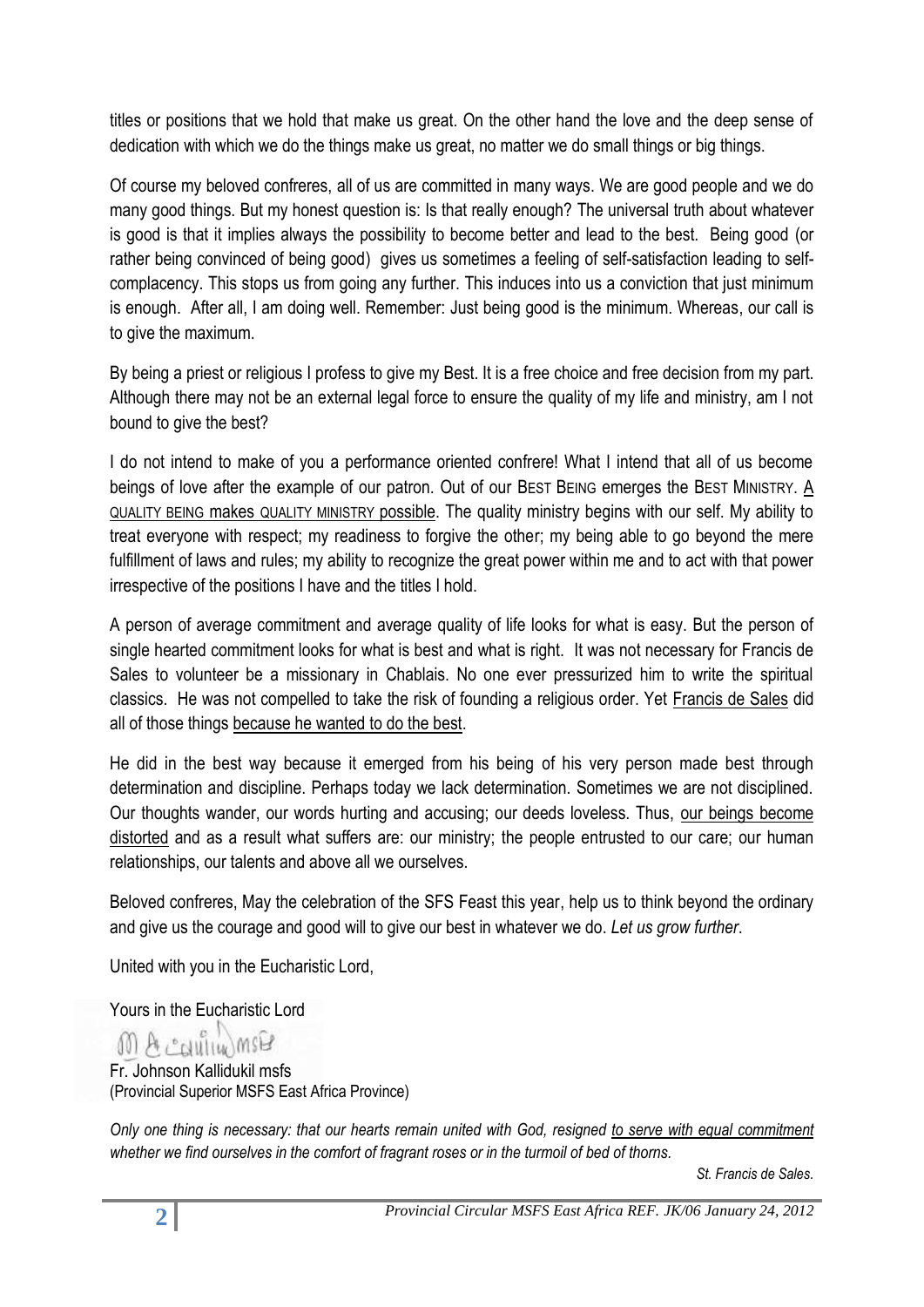titles or positions that we hold that make us great. On the other hand the love and the deep sense of dedication with which we do the things make us great, no matter we do small things or big things.

Of course my beloved confreres, all of us are committed in many ways. We are good people and we do many good things. But my honest question is: Is that really enough? The universal truth about whatever is good is that it implies always the possibility to become better and lead to the best. Being good (or rather being convinced of being good) gives us sometimes a feeling of self-satisfaction leading to self-complacency. This stops us from going any further. This induces into us a conviction that just minimum is enough. After all, I am doing well. Remember: Just being good is the minimum. Whereas, our call is to give the maximum.

By being a priest or religious I profess to give my Best. It is a free choice and free decision from my part. Although there may not be an external legal force to ensure the quality of my life and ministry, am I not bound to give the best?

I do not intend to make of you a performance oriented confrere! What I intend that all of us become beings of love after the example of our patron. Out of our BEST BEING emerges the BEST MINISTRY. A QUALITY BEING makes QUALITY MINISTRY possible. The quality ministry begins with our self. My ability to treat everyone with respect; my readiness to forgive the other; my being able to go beyond the mere fulfillment of laws and rules; my ability to recognize the great power within me and to act with that power irrespective of the positions I have and the titles I hold.

A person of average commitment and average quality of life looks for what is easy. But the person of single hearted commitment looks for what is best and what is right. It was not necessary for Francis de Sales to volunteer be a missionary in Chablais. No one ever pressurized him to write the spiritual classics. He was not compelled to take the risk of founding a religious order. Yet Francis de Sales did all of those things because he wanted to do the best.

He did in the best way because it emerged from his being of his very person made best through determination and discipline. Perhaps today we lack determination. Sometimes we are not disciplined. Our thoughts wander, our words hurting and accusing; our deeds loveless. Thus, our beings become distorted and as a result what suffers are: our ministry; the people entrusted to our care; our human relationships, our talents and above all we ourselves.

Beloved confreres, May the celebration of the SFS Feast this year, help us to think beyond the ordinary and give us the courage and good will to give our best in whatever we do. *Let us grow further*.

United with you in the Eucharistic Lord,

Yours in the Eucharistic Lord

Fr. Johnson Kallidukil msfs
(Provincial Superior MSFS East Africa Province)

*Only one thing is necessary: that our hearts remain united with God, resigned to serve with equal commitment whether we find ourselves in the comfort of fragrant roses or in the turmoil of bed of thorns.*

*St. Francis de Sales.*